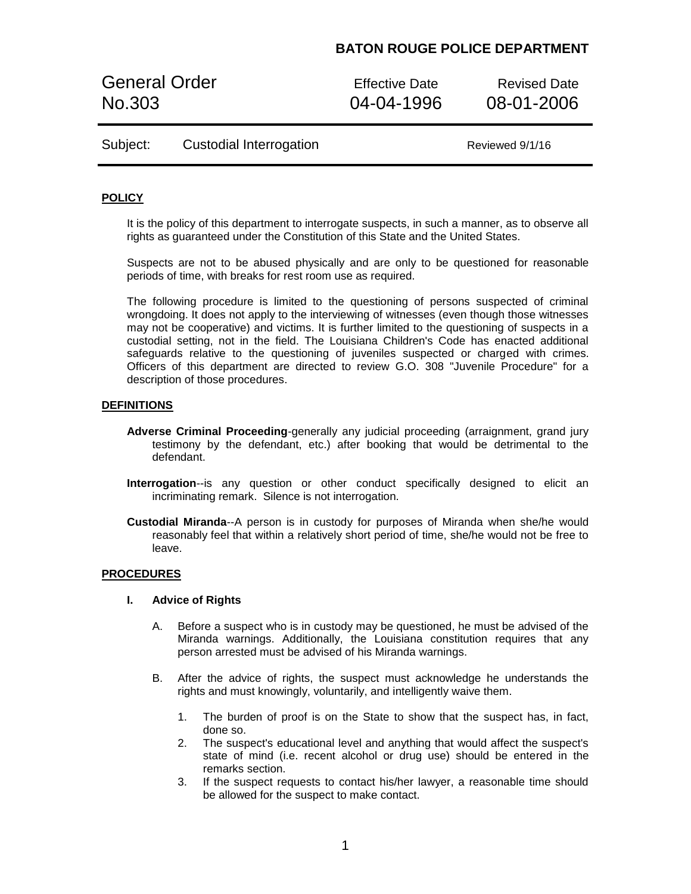**BATON ROUGE POLICE DEPARTMENT**

| General Order No.303 | Effective Date 04-04-1996 | Revised Date 08-01-2006 |
| --- | --- | --- |

Subject: Custodial Interrogation — Reviewed 9/1/16

## POLICY

It is the policy of this department to interrogate suspects, in such a manner, as to observe all rights as guaranteed under the Constitution of this State and the United States.

Suspects are not to be abused physically and are only to be questioned for reasonable periods of time, with breaks for rest room use as required.

The following procedure is limited to the questioning of persons suspected of criminal wrongdoing. It does not apply to the interviewing of witnesses (even though those witnesses may not be cooperative) and victims. It is further limited to the questioning of suspects in a custodial setting, not in the field. The Louisiana Children's Code has enacted additional safeguards relative to the questioning of juveniles suspected or charged with crimes. Officers of this department are directed to review G.O. 308 "Juvenile Procedure" for a description of those procedures.

## DEFINITIONS

**Adverse Criminal Proceeding**-generally any judicial proceeding (arraignment, grand jury testimony by the defendant, etc.) after booking that would be detrimental to the defendant.

**Interrogation**--is any question or other conduct specifically designed to elicit an incriminating remark. Silence is not interrogation.

**Custodial Miranda**--A person is in custody for purposes of Miranda when she/he would reasonably feel that within a relatively short period of time, she/he would not be free to leave.

## PROCEDURES

### I. Advice of Rights

A. Before a suspect who is in custody may be questioned, he must be advised of the Miranda warnings. Additionally, the Louisiana constitution requires that any person arrested must be advised of his Miranda warnings.

B. After the advice of rights, the suspect must acknowledge he understands the rights and must knowingly, voluntarily, and intelligently waive them.

1. The burden of proof is on the State to show that the suspect has, in fact, done so.
2. The suspect's educational level and anything that would affect the suspect's state of mind (i.e. recent alcohol or drug use) should be entered in the remarks section.
3. If the suspect requests to contact his/her lawyer, a reasonable time should be allowed for the suspect to make contact.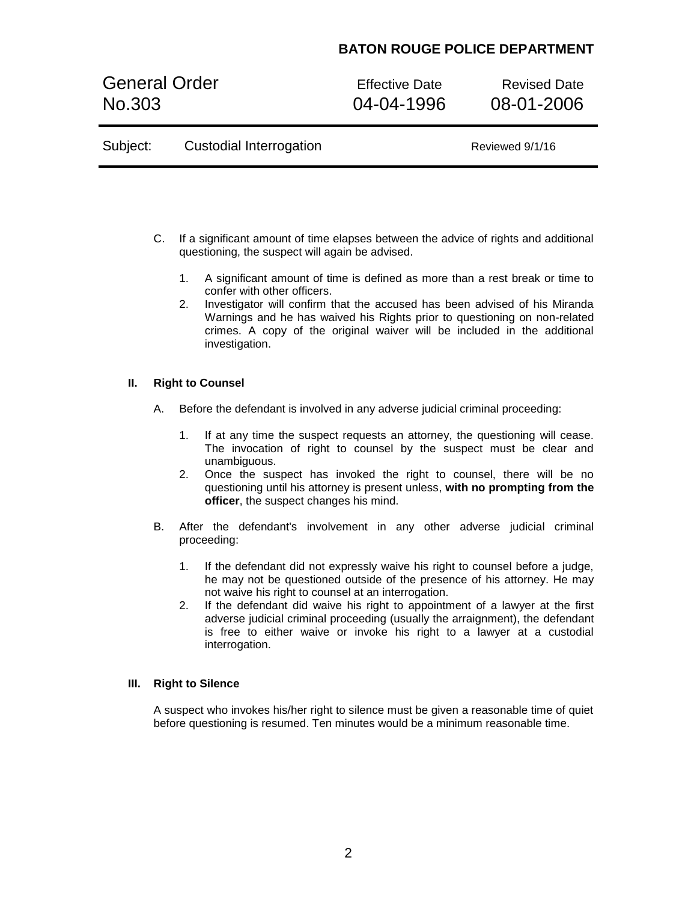C. If a significant amount of time elapses between the advice of rights and additional questioning, the suspect will again be advised.

   1. A significant amount of time is defined as more than a rest break or time to confer with other officers.
   2. Investigator will confirm that the accused has been advised of his Miranda Warnings and he has waived his Rights prior to questioning on non-related crimes. A copy of the original waiver will be included in the additional investigation.

## II. Right to Counsel

A. Before the defendant is involved in any adverse judicial criminal proceeding:

   1. If at any time the suspect requests an attorney, the questioning will cease. The invocation of right to counsel by the suspect must be clear and unambiguous.
   2. Once the suspect has invoked the right to counsel, there will be no questioning until his attorney is present unless, **with no prompting from the officer**, the suspect changes his mind.

B. After the defendant's involvement in any other adverse judicial criminal proceeding:

   1. If the defendant did not expressly waive his right to counsel before a judge, he may not be questioned outside of the presence of his attorney. He may not waive his right to counsel at an interrogation.
   2. If the defendant did waive his right to appointment of a lawyer at the first adverse judicial criminal proceeding (usually the arraignment), the defendant is free to either waive or invoke his right to a lawyer at a custodial interrogation.

## III. Right to Silence

A suspect who invokes his/her right to silence must be given a reasonable time of quiet before questioning is resumed. Ten minutes would be a minimum reasonable time.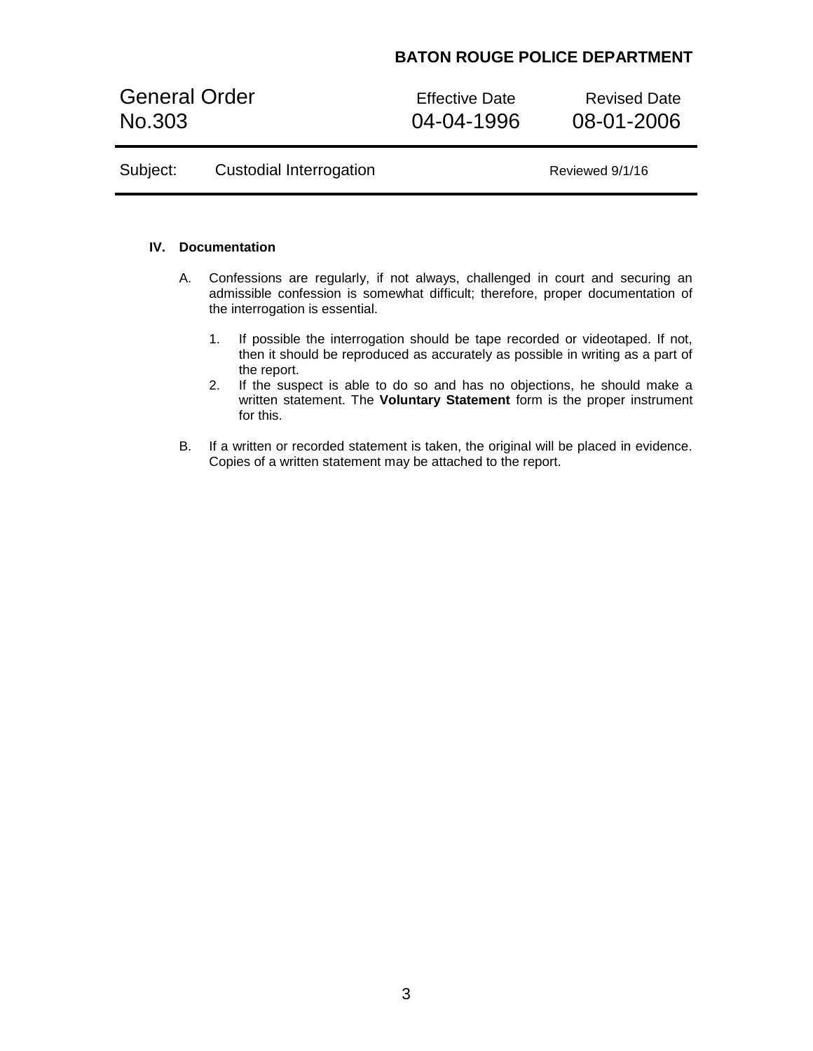### IV. Documentation

A. Confessions are regularly, if not always, challenged in court and securing an admissible confession is somewhat difficult; therefore, proper documentation of the interrogation is essential.

1. If possible the interrogation should be tape recorded or videotaped. If not, then it should be reproduced as accurately as possible in writing as a part of the report.
2. If the suspect is able to do so and has no objections, he should make a written statement. The **Voluntary Statement** form is the proper instrument for this.

B. If a written or recorded statement is taken, the original will be placed in evidence. Copies of a written statement may be attached to the report.